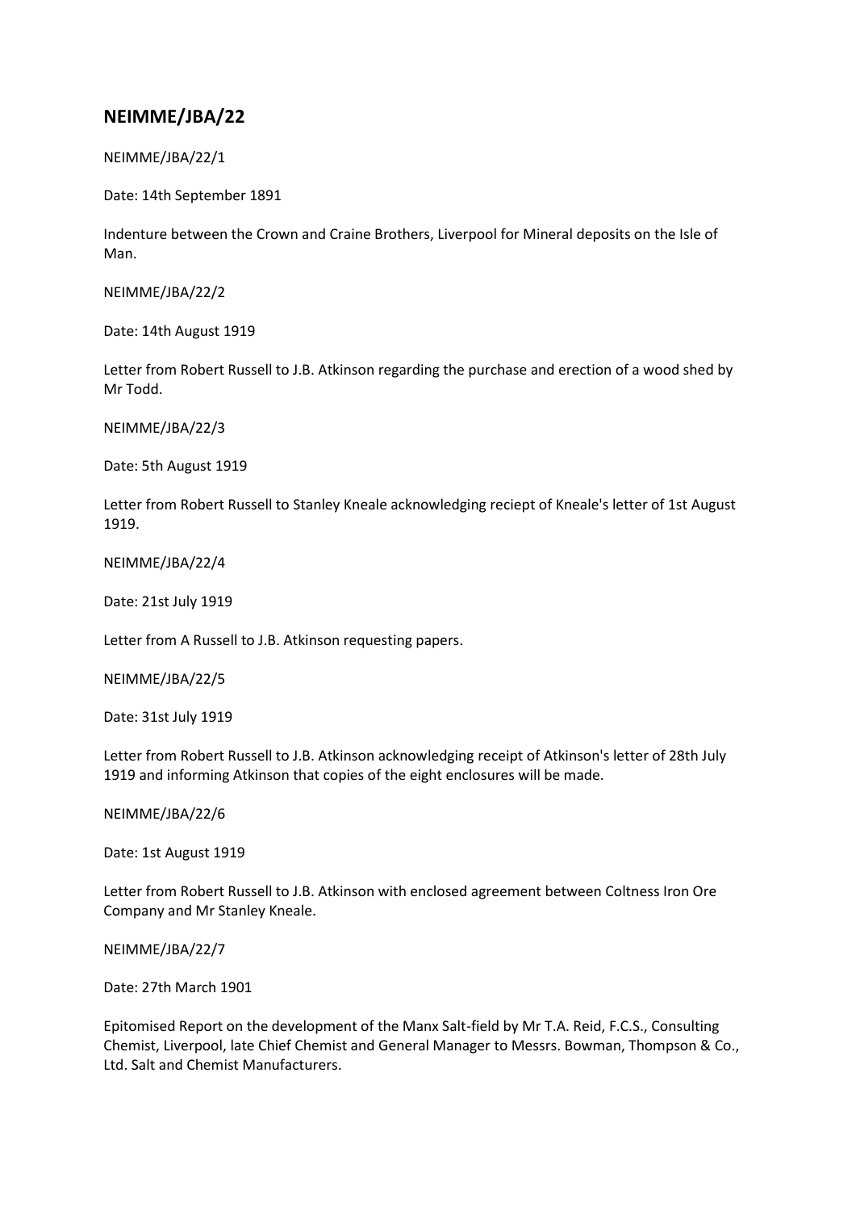# NEIMME/JBA/22

NEIMME/JBA/22/1

Date: 14th September 1891

Indenture between the Crown and Craine Brothers, Liverpool for Mineral deposits on the Isle of Man.

NEIMME/JBA/22/2

Date: 14th August 1919

Letter from Robert Russell to J.B. Atkinson regarding the purchase and erection of a wood shed by Mr Todd.

NEIMME/JBA/22/3

Date: 5th August 1919

Letter from Robert Russell to Stanley Kneale acknowledging reciept of Kneale's letter of 1st August 1919.

NEIMME/JBA/22/4

Date: 21st July 1919

Letter from A Russell to J.B. Atkinson requesting papers.

NEIMME/JBA/22/5

Date: 31st July 1919

Letter from Robert Russell to J.B. Atkinson acknowledging receipt of Atkinson's letter of 28th July 1919 and informing Atkinson that copies of the eight enclosures will be made.

NEIMME/JBA/22/6

Date: 1st August 1919

Letter from Robert Russell to J.B. Atkinson with enclosed agreement between Coltness Iron Ore Company and Mr Stanley Kneale.

NEIMME/JBA/22/7

Date: 27th March 1901

Epitomised Report on the development of the Manx Salt-field by Mr T.A. Reid, F.C.S., Consulting Chemist, Liverpool, late Chief Chemist and General Manager to Messrs. Bowman, Thompson & Co., Ltd. Salt and Chemist Manufacturers.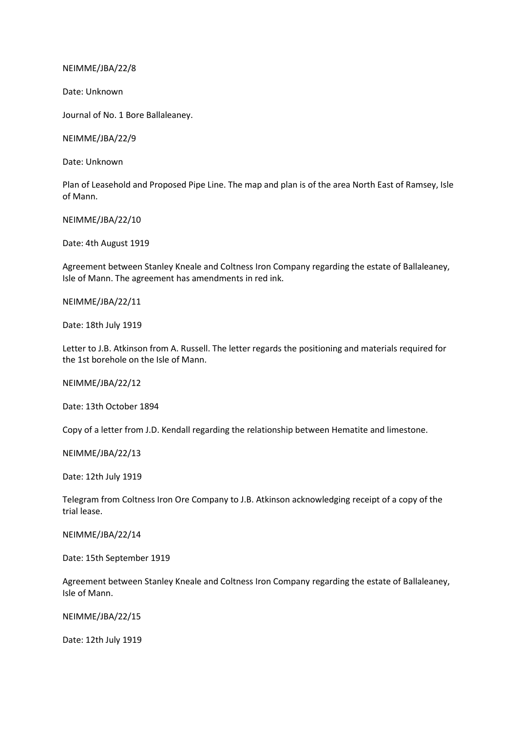NEIMME/JBA/22/8

Date: Unknown

Journal of No. 1 Bore Ballaleaney.

NEIMME/JBA/22/9

Date: Unknown

Plan of Leasehold and Proposed Pipe Line. The map and plan is of the area North East of Ramsey, Isle of Mann.

NEIMME/JBA/22/10

Date: 4th August 1919

Agreement between Stanley Kneale and Coltness Iron Company regarding the estate of Ballaleaney, Isle of Mann. The agreement has amendments in red ink.

NEIMME/JBA/22/11

Date: 18th July 1919

Letter to J.B. Atkinson from A. Russell. The letter regards the positioning and materials required for the 1st borehole on the Isle of Mann.

NEIMME/JBA/22/12

Date: 13th October 1894

Copy of a letter from J.D. Kendall regarding the relationship between Hematite and limestone.

NEIMME/JBA/22/13

Date: 12th July 1919

Telegram from Coltness Iron Ore Company to J.B. Atkinson acknowledging receipt of a copy of the trial lease.

NEIMME/JBA/22/14

Date: 15th September 1919

Agreement between Stanley Kneale and Coltness Iron Company regarding the estate of Ballaleaney, Isle of Mann.

NEIMME/JBA/22/15

Date: 12th July 1919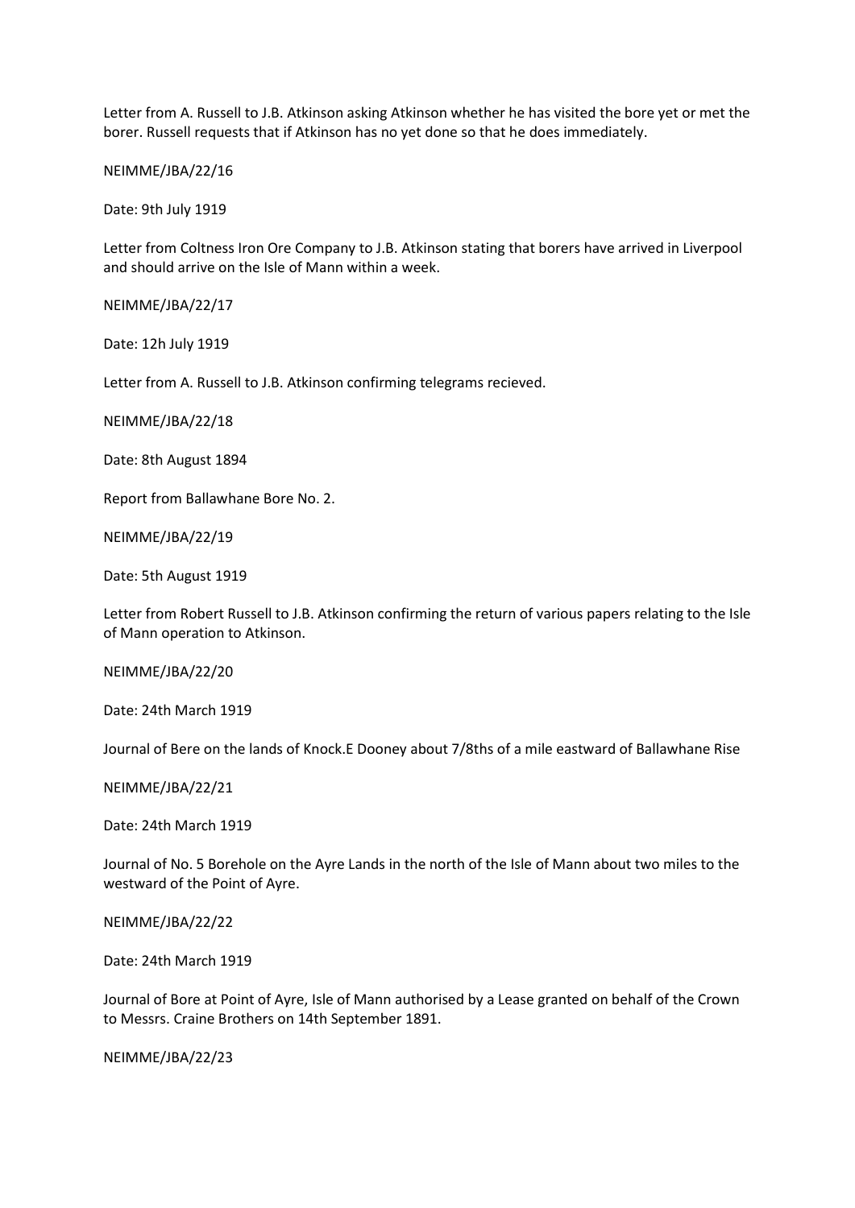Letter from A. Russell to J.B. Atkinson asking Atkinson whether he has visited the bore yet or met the borer. Russell requests that if Atkinson has no yet done so that he does immediately.

NEIMME/JBA/22/16

Date: 9th July 1919

Letter from Coltness Iron Ore Company to J.B. Atkinson stating that borers have arrived in Liverpool and should arrive on the Isle of Mann within a week.

NEIMME/JBA/22/17

Date: 12h July 1919

Letter from A. Russell to J.B. Atkinson confirming telegrams recieved.

NEIMME/JBA/22/18

Date: 8th August 1894

Report from Ballawhane Bore No. 2.

NEIMME/JBA/22/19

Date: 5th August 1919

Letter from Robert Russell to J.B. Atkinson confirming the return of various papers relating to the Isle of Mann operation to Atkinson.

NEIMME/JBA/22/20

Date: 24th March 1919

Journal of Bere on the lands of Knock.E Dooney about 7/8ths of a mile eastward of Ballawhane Rise

NEIMME/JBA/22/21

Date: 24th March 1919

Journal of No. 5 Borehole on the Ayre Lands in the north of the Isle of Mann about two miles to the westward of the Point of Ayre.

NEIMME/JBA/22/22

Date: 24th March 1919

Journal of Bore at Point of Ayre, Isle of Mann authorised by a Lease granted on behalf of the Crown to Messrs. Craine Brothers on 14th September 1891.

NEIMME/JBA/22/23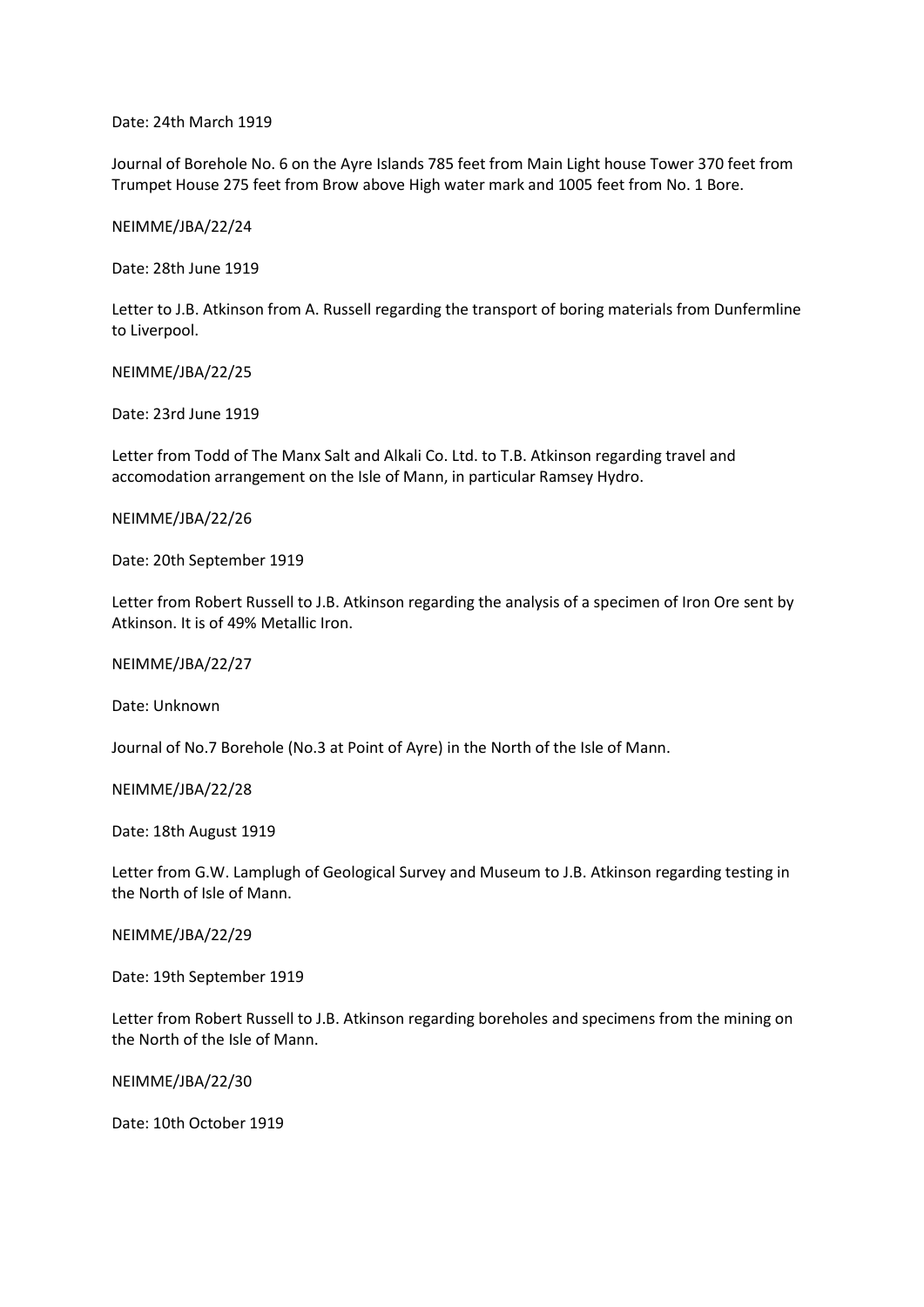Date: 24th March 1919

Journal of Borehole No. 6 on the Ayre Islands 785 feet from Main Light house Tower 370 feet from Trumpet House 275 feet from Brow above High water mark and 1005 feet from No. 1 Bore.

NEIMME/JBA/22/24

Date: 28th June 1919

Letter to J.B. Atkinson from A. Russell regarding the transport of boring materials from Dunfermline to Liverpool.

NEIMME/JBA/22/25

Date: 23rd June 1919

Letter from Todd of The Manx Salt and Alkali Co. Ltd. to T.B. Atkinson regarding travel and accomodation arrangement on the Isle of Mann, in particular Ramsey Hydro.

NEIMME/JBA/22/26

Date: 20th September 1919

Letter from Robert Russell to J.B. Atkinson regarding the analysis of a specimen of Iron Ore sent by Atkinson. It is of 49% Metallic Iron.

NEIMME/JBA/22/27

Date: Unknown

Journal of No.7 Borehole (No.3 at Point of Ayre) in the North of the Isle of Mann.

NEIMME/JBA/22/28

Date: 18th August 1919

Letter from G.W. Lamplugh of Geological Survey and Museum to J.B. Atkinson regarding testing in the North of Isle of Mann.

NEIMME/JBA/22/29

Date: 19th September 1919

Letter from Robert Russell to J.B. Atkinson regarding boreholes and specimens from the mining on the North of the Isle of Mann.

NEIMME/JBA/22/30

Date: 10th October 1919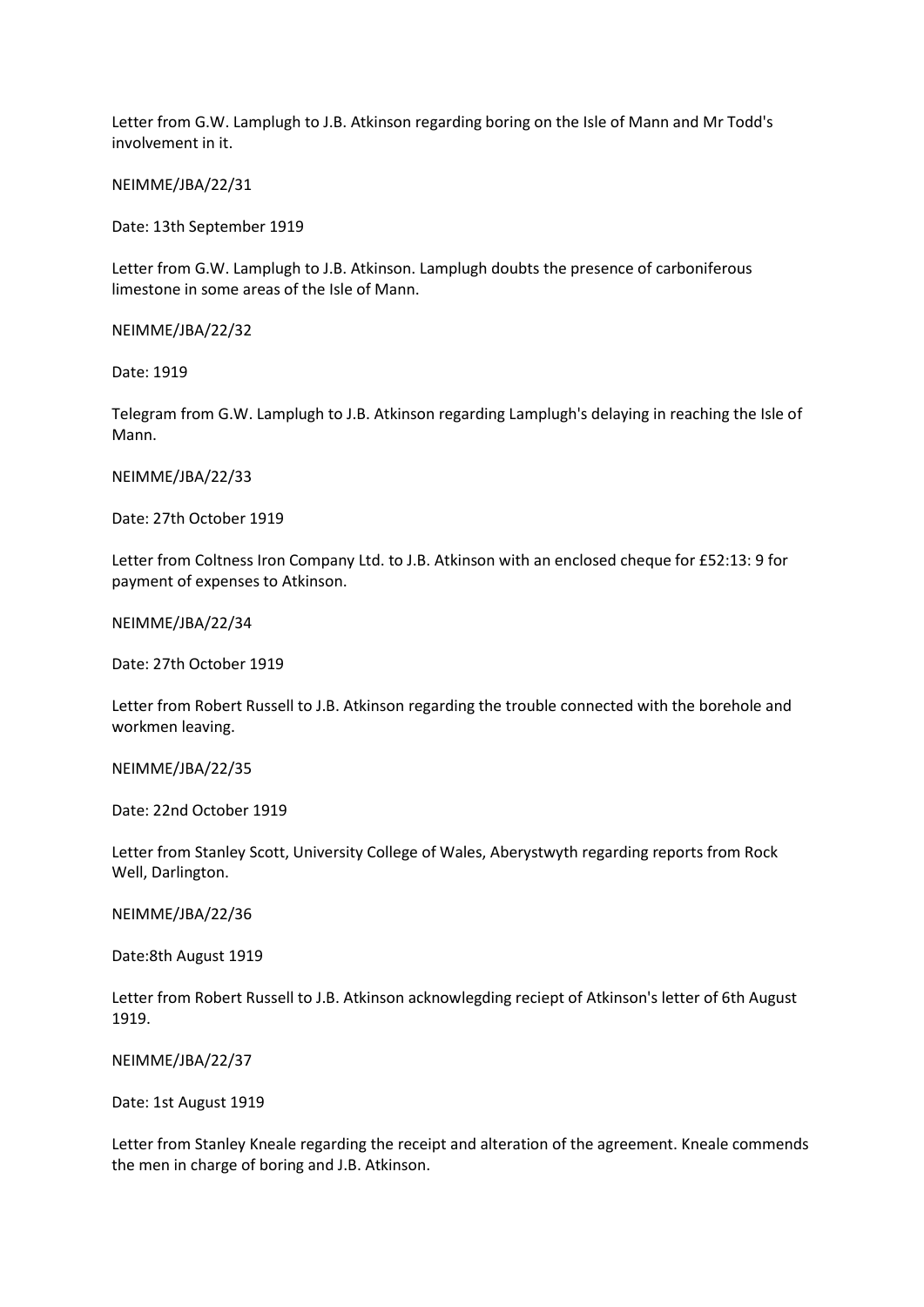Letter from G.W. Lamplugh to J.B. Atkinson regarding boring on the Isle of Mann and Mr Todd's involvement in it.

NEIMME/JBA/22/31

Date: 13th September 1919

Letter from G.W. Lamplugh to J.B. Atkinson. Lamplugh doubts the presence of carboniferous limestone in some areas of the Isle of Mann.

NEIMME/JBA/22/32

Date: 1919

Telegram from G.W. Lamplugh to J.B. Atkinson regarding Lamplugh's delaying in reaching the Isle of Mann.

NEIMME/JBA/22/33

Date: 27th October 1919

Letter from Coltness Iron Company Ltd. to J.B. Atkinson with an enclosed cheque for £52:13: 9 for payment of expenses to Atkinson.

NEIMME/JBA/22/34

Date: 27th October 1919

Letter from Robert Russell to J.B. Atkinson regarding the trouble connected with the borehole and workmen leaving.

NEIMME/JBA/22/35

Date: 22nd October 1919

Letter from Stanley Scott, University College of Wales, Aberystwyth regarding reports from Rock Well, Darlington.

NEIMME/JBA/22/36

Date:8th August 1919

Letter from Robert Russell to J.B. Atkinson acknowlegding reciept of Atkinson's letter of 6th August 1919.

NEIMME/JBA/22/37

Date: 1st August 1919

Letter from Stanley Kneale regarding the receipt and alteration of the agreement. Kneale commends the men in charge of boring and J.B. Atkinson.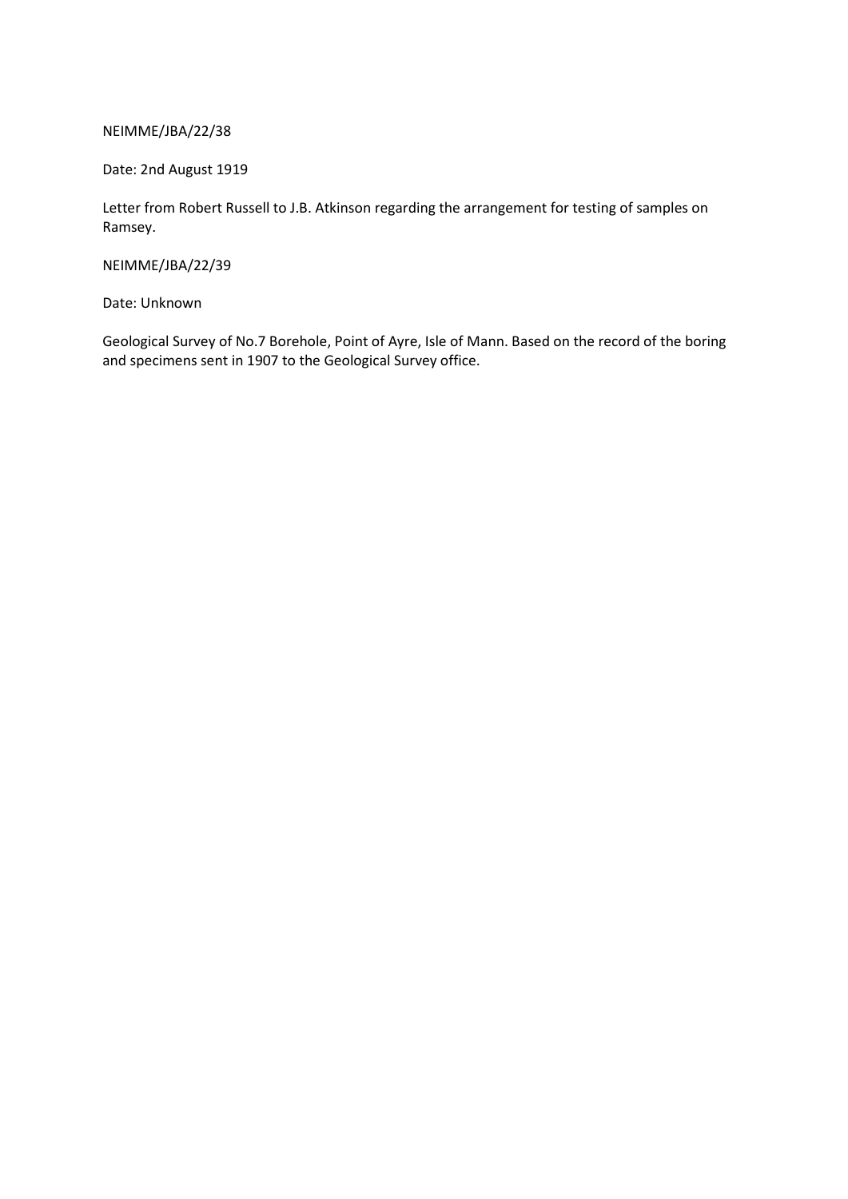NEIMME/JBA/22/38

Date: 2nd August 1919

Letter from Robert Russell to J.B. Atkinson regarding the arrangement for testing of samples on Ramsey.

NEIMME/JBA/22/39

Date: Unknown

Geological Survey of No.7 Borehole, Point of Ayre, Isle of Mann. Based on the record of the boring and specimens sent in 1907 to the Geological Survey office.